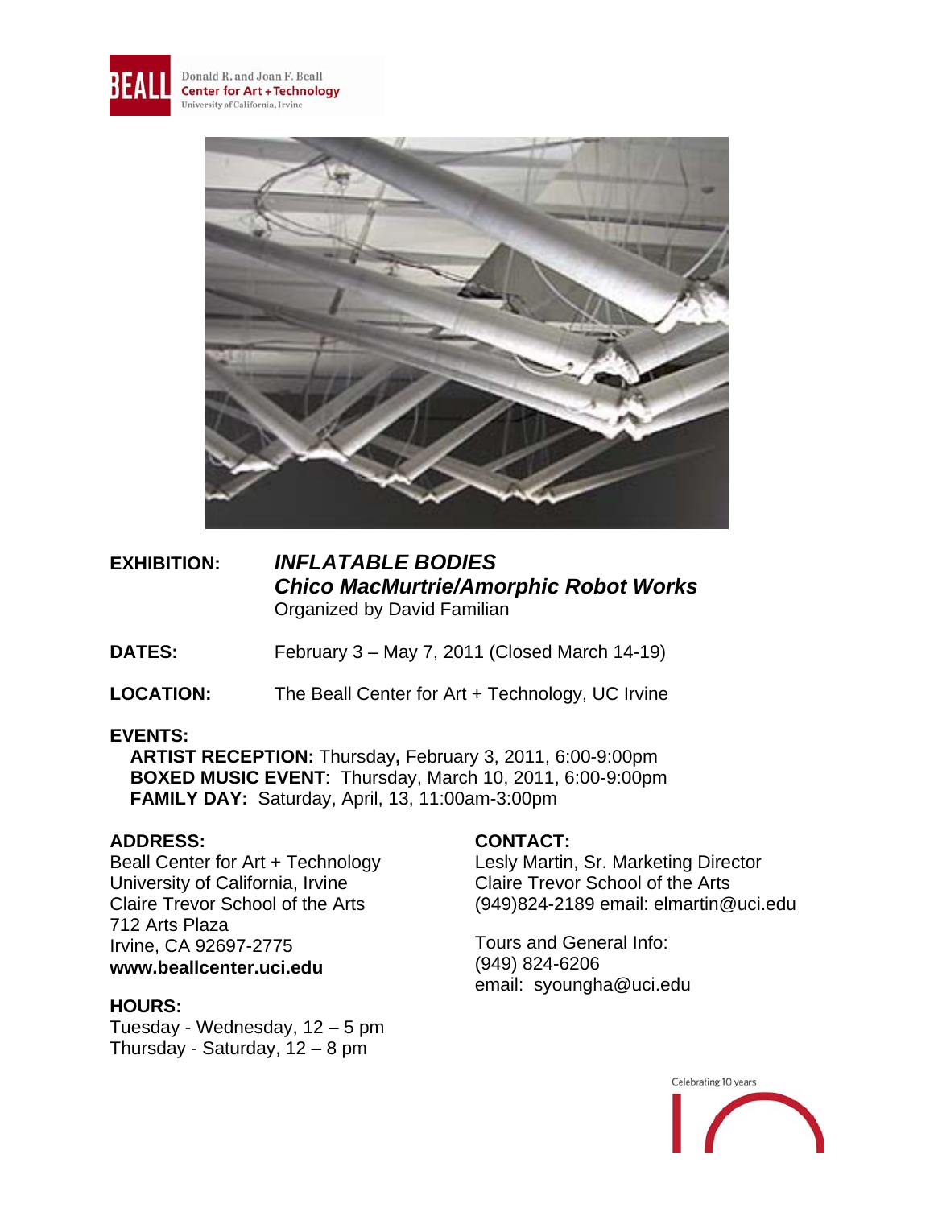Donald R. and Joan F. Beall
Center for Art + Technology
University of California, Irvine

**EXHIBITION:** ***INFLATABLE BODIES***
***Chico MacMurtrie/Amorphic Robot Works***
Organized by David Familian

**DATES:** February 3 – May 7, 2011 (Closed March 14-19)

**LOCATION:** The Beall Center for Art + Technology, UC Irvine

**EVENTS:**

**ARTIST RECEPTION:** Thursday**,** February 3, 2011, 6:00-9:00pm
**BOXED MUSIC EVENT**: Thursday, March 10, 2011, 6:00-9:00pm
**FAMILY DAY:** Saturday, April, 13, 11:00am-3:00pm

**ADDRESS:**
Beall Center for Art + Technology
University of California, Irvine
Claire Trevor School of the Arts
712 Arts Plaza
Irvine, CA 92697-2775
**www.beallcenter.uci.edu**

**HOURS:**
Tuesday - Wednesday, 12 – 5 pm
Thursday - Saturday, 12 – 8 pm

**CONTACT:**
Lesly Martin, Sr. Marketing Director
Claire Trevor School of the Arts
(949)824-2189 email: elmartin@uci.edu

Tours and General Info:
(949) 824-6206
email: syoungha@uci.edu

Celebrating 10 years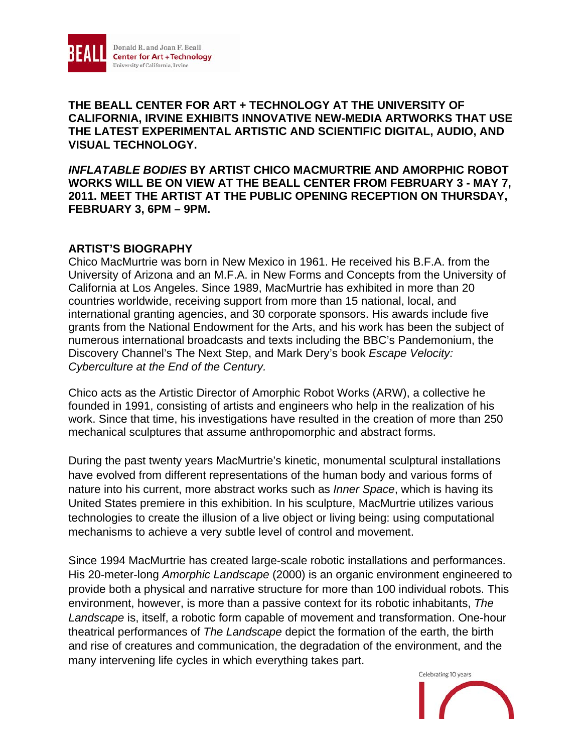**THE BEALL CENTER FOR ART + TECHNOLOGY AT THE UNIVERSITY OF CALIFORNIA, IRVINE EXHIBITS INNOVATIVE NEW-MEDIA ARTWORKS THAT USE THE LATEST EXPERIMENTAL ARTISTIC AND SCIENTIFIC DIGITAL, AUDIO, AND VISUAL TECHNOLOGY.**

***INFLATABLE BODIES* BY ARTIST CHICO MACMURTRIE AND AMORPHIC ROBOT WORKS WILL BE ON VIEW AT THE BEALL CENTER FROM FEBRUARY 3 - MAY 7, 2011. MEET THE ARTIST AT THE PUBLIC OPENING RECEPTION ON THURSDAY, FEBRUARY 3, 6PM – 9PM.**

## ARTIST'S BIOGRAPHY

Chico MacMurtrie was born in New Mexico in 1961. He received his B.F.A. from the University of Arizona and an M.F.A. in New Forms and Concepts from the University of California at Los Angeles. Since 1989, MacMurtrie has exhibited in more than 20 countries worldwide, receiving support from more than 15 national, local, and international granting agencies, and 30 corporate sponsors. His awards include five grants from the National Endowment for the Arts, and his work has been the subject of numerous international broadcasts and texts including the BBC's Pandemonium, the Discovery Channel's The Next Step, and Mark Dery's book *Escape Velocity: Cyberculture at the End of the Century.*

Chico acts as the Artistic Director of Amorphic Robot Works (ARW), a collective he founded in 1991, consisting of artists and engineers who help in the realization of his work. Since that time, his investigations have resulted in the creation of more than 250 mechanical sculptures that assume anthropomorphic and abstract forms.

During the past twenty years MacMurtrie's kinetic, monumental sculptural installations have evolved from different representations of the human body and various forms of nature into his current, more abstract works such as *Inner Space*, which is having its United States premiere in this exhibition. In his sculpture, MacMurtrie utilizes various technologies to create the illusion of a live object or living being: using computational mechanisms to achieve a very subtle level of control and movement.

Since 1994 MacMurtrie has created large-scale robotic installations and performances. His 20-meter-long *Amorphic Landscape* (2000) is an organic environment engineered to provide both a physical and narrative structure for more than 100 individual robots. This environment, however, is more than a passive context for its robotic inhabitants, *The Landscape* is, itself, a robotic form capable of movement and transformation. One-hour theatrical performances of *The Landscape* depict the formation of the earth, the birth and rise of creatures and communication, the degradation of the environment, and the many intervening life cycles in which everything takes part.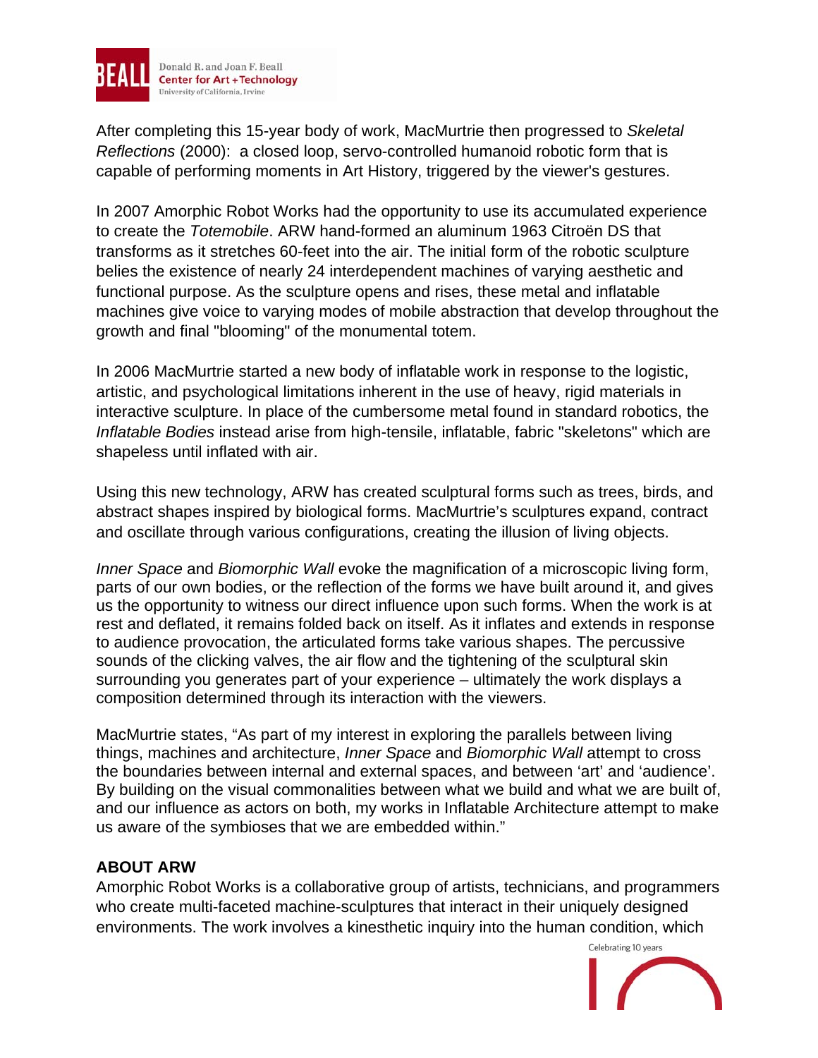After completing this 15-year body of work, MacMurtrie then progressed to *Skeletal Reflections* (2000): a closed loop, servo-controlled humanoid robotic form that is capable of performing moments in Art History, triggered by the viewer's gestures.

In 2007 Amorphic Robot Works had the opportunity to use its accumulated experience to create the *Totemobile*. ARW hand-formed an aluminum 1963 Citroën DS that transforms as it stretches 60-feet into the air. The initial form of the robotic sculpture belies the existence of nearly 24 interdependent machines of varying aesthetic and functional purpose. As the sculpture opens and rises, these metal and inflatable machines give voice to varying modes of mobile abstraction that develop throughout the growth and final "blooming" of the monumental totem.

In 2006 MacMurtrie started a new body of inflatable work in response to the logistic, artistic, and psychological limitations inherent in the use of heavy, rigid materials in interactive sculpture. In place of the cumbersome metal found in standard robotics, the *Inflatable Bodies* instead arise from high-tensile, inflatable, fabric "skeletons" which are shapeless until inflated with air.

Using this new technology, ARW has created sculptural forms such as trees, birds, and abstract shapes inspired by biological forms. MacMurtrie's sculptures expand, contract and oscillate through various configurations, creating the illusion of living objects.

*Inner Space* and *Biomorphic Wall* evoke the magnification of a microscopic living form, parts of our own bodies, or the reflection of the forms we have built around it, and gives us the opportunity to witness our direct influence upon such forms. When the work is at rest and deflated, it remains folded back on itself. As it inflates and extends in response to audience provocation, the articulated forms take various shapes. The percussive sounds of the clicking valves, the air flow and the tightening of the sculptural skin surrounding you generates part of your experience – ultimately the work displays a composition determined through its interaction with the viewers.

MacMurtrie states, "As part of my interest in exploring the parallels between living things, machines and architecture, *Inner Space* and *Biomorphic Wall* attempt to cross the boundaries between internal and external spaces, and between 'art' and 'audience'. By building on the visual commonalities between what we build and what we are built of, and our influence as actors on both, my works in Inflatable Architecture attempt to make us aware of the symbioses that we are embedded within."

**ABOUT ARW**

Amorphic Robot Works is a collaborative group of artists, technicians, and programmers who create multi-faceted machine-sculptures that interact in their uniquely designed environments. The work involves a kinesthetic inquiry into the human condition, which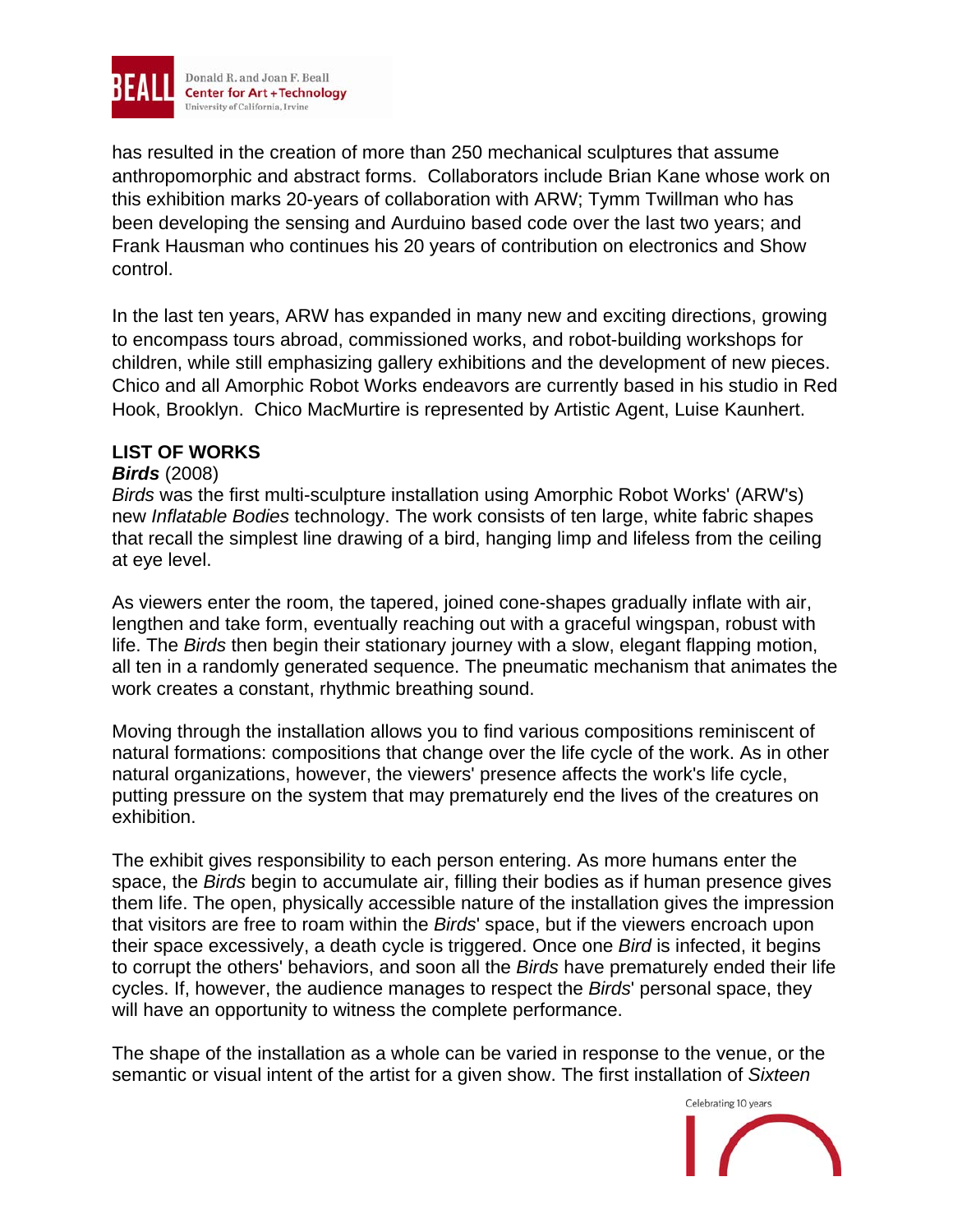has resulted in the creation of more than 250 mechanical sculptures that assume anthropomorphic and abstract forms. Collaborators include Brian Kane whose work on this exhibition marks 20-years of collaboration with ARW; Tymm Twillman who has been developing the sensing and Aurduino based code over the last two years; and Frank Hausman who continues his 20 years of contribution on electronics and Show control.

In the last ten years, ARW has expanded in many new and exciting directions, growing to encompass tours abroad, commissioned works, and robot-building workshops for children, while still emphasizing gallery exhibitions and the development of new pieces. Chico and all Amorphic Robot Works endeavors are currently based in his studio in Red Hook, Brooklyn. Chico MacMurtire is represented by Artistic Agent, Luise Kaunhert.

## LIST OF WORKS

***Birds*** (2008)

*Birds* was the first multi-sculpture installation using Amorphic Robot Works' (ARW's) new *Inflatable Bodies* technology. The work consists of ten large, white fabric shapes that recall the simplest line drawing of a bird, hanging limp and lifeless from the ceiling at eye level.

As viewers enter the room, the tapered, joined cone-shapes gradually inflate with air, lengthen and take form, eventually reaching out with a graceful wingspan, robust with life. The *Birds* then begin their stationary journey with a slow, elegant flapping motion, all ten in a randomly generated sequence. The pneumatic mechanism that animates the work creates a constant, rhythmic breathing sound.

Moving through the installation allows you to find various compositions reminiscent of natural formations: compositions that change over the life cycle of the work. As in other natural organizations, however, the viewers' presence affects the work's life cycle, putting pressure on the system that may prematurely end the lives of the creatures on exhibition.

The exhibit gives responsibility to each person entering. As more humans enter the space, the *Birds* begin to accumulate air, filling their bodies as if human presence gives them life. The open, physically accessible nature of the installation gives the impression that visitors are free to roam within the *Birds*' space, but if the viewers encroach upon their space excessively, a death cycle is triggered. Once one *Bird* is infected, it begins to corrupt the others' behaviors, and soon all the *Birds* have prematurely ended their life cycles. If, however, the audience manages to respect the *Birds*' personal space, they will have an opportunity to witness the complete performance.

The shape of the installation as a whole can be varied in response to the venue, or the semantic or visual intent of the artist for a given show. The first installation of *Sixteen*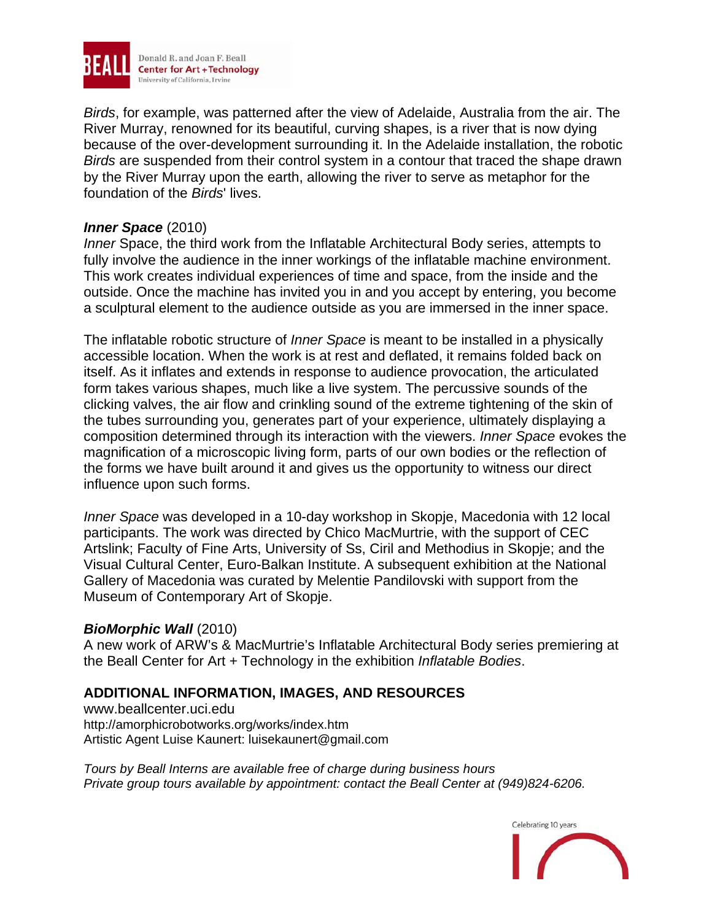*Birds*, for example, was patterned after the view of Adelaide, Australia from the air. The River Murray, renowned for its beautiful, curving shapes, is a river that is now dying because of the over-development surrounding it. In the Adelaide installation, the robotic *Birds* are suspended from their control system in a contour that traced the shape drawn by the River Murray upon the earth, allowing the river to serve as metaphor for the foundation of the *Birds*' lives.

### ***Inner Space*** (2010)

*Inner* Space, the third work from the Inflatable Architectural Body series, attempts to fully involve the audience in the inner workings of the inflatable machine environment. This work creates individual experiences of time and space, from the inside and the outside. Once the machine has invited you in and you accept by entering, you become a sculptural element to the audience outside as you are immersed in the inner space.

The inflatable robotic structure of *Inner Space* is meant to be installed in a physically accessible location. When the work is at rest and deflated, it remains folded back on itself. As it inflates and extends in response to audience provocation, the articulated form takes various shapes, much like a live system. The percussive sounds of the clicking valves, the air flow and crinkling sound of the extreme tightening of the skin of the tubes surrounding you, generates part of your experience, ultimately displaying a composition determined through its interaction with the viewers. *Inner Space* evokes the magnification of a microscopic living form, parts of our own bodies or the reflection of the forms we have built around it and gives us the opportunity to witness our direct influence upon such forms.

*Inner Space* was developed in a 10-day workshop in Skopje, Macedonia with 12 local participants. The work was directed by Chico MacMurtrie, with the support of CEC Artslink; Faculty of Fine Arts, University of Ss, Ciril and Methodius in Skopje; and the Visual Cultural Center, Euro-Balkan Institute. A subsequent exhibition at the National Gallery of Macedonia was curated by Melentie Pandilovski with support from the Museum of Contemporary Art of Skopje.

### ***BioMorphic Wall*** (2010)

A new work of ARW's & MacMurtrie's Inflatable Architectural Body series premiering at the Beall Center for Art + Technology in the exhibition *Inflatable Bodies*.

## ADDITIONAL INFORMATION, IMAGES, AND RESOURCES

www.beallcenter.uci.edu
http://amorphicrobotworks.org/works/index.htm
Artistic Agent Luise Kaunert: luisekaunert@gmail.com

*Tours by Beall Interns are available free of charge during business hours*
*Private group tours available by appointment: contact the Beall Center at (949)824-6206.*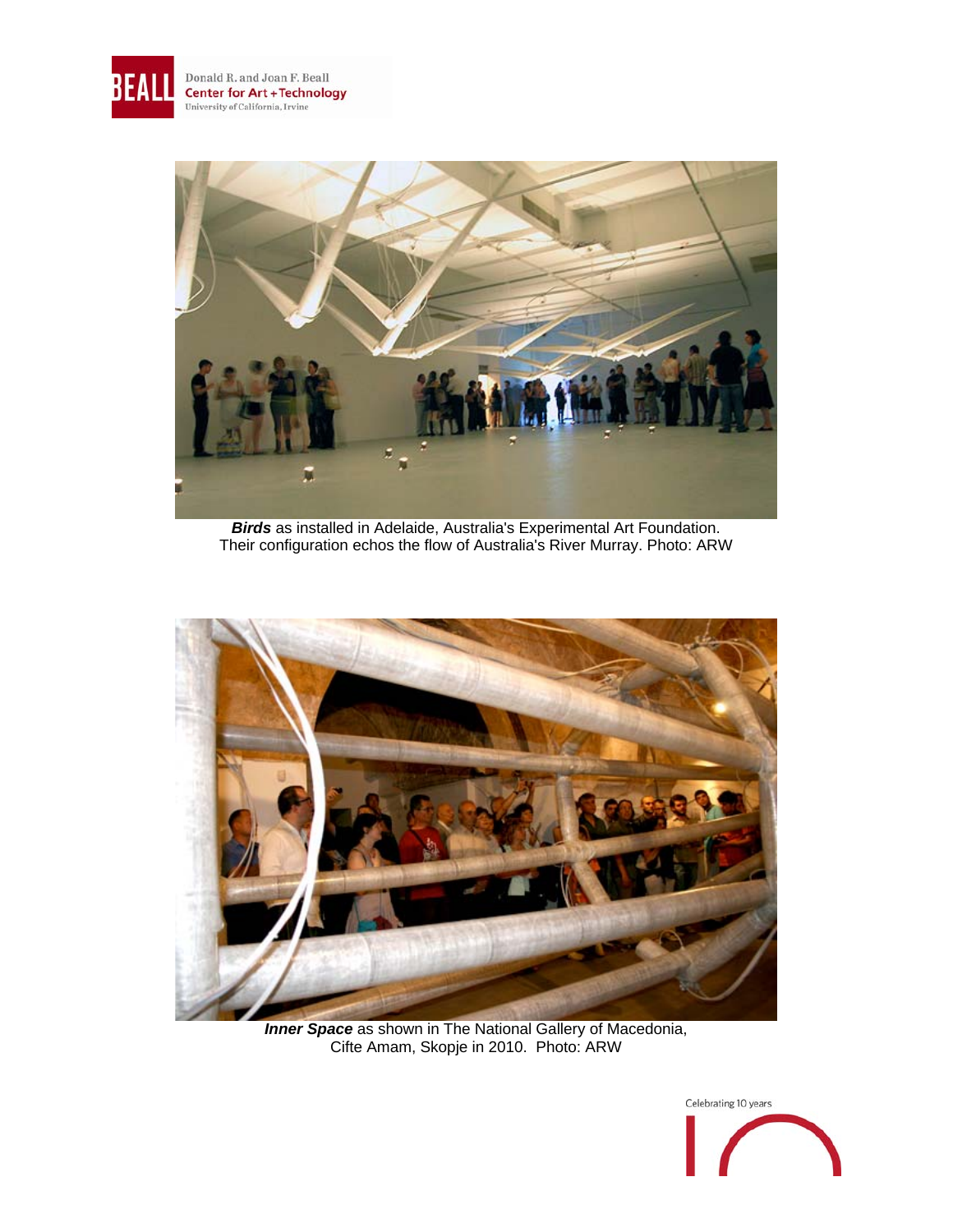***Birds*** as installed in Adelaide, Australia's Experimental Art Foundation. Their configuration echos the flow of Australia's River Murray. Photo: ARW

***Inner Space*** as shown in The National Gallery of Macedonia, Cifte Amam, Skopje in 2010. Photo: ARW